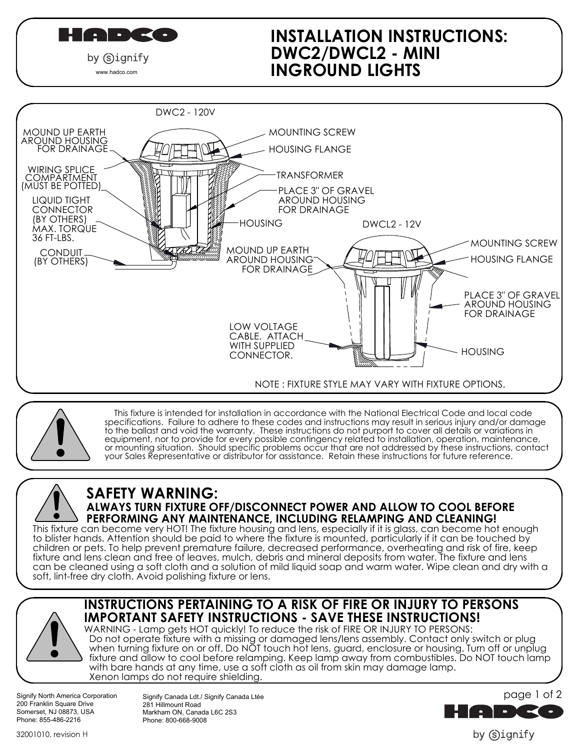# INSTALLATION INSTRUCTIONS: DWC2/DWCL2 - MINI INGROUND LIGHTS

HADCO by Signify

www.hadco.com

DWC2 - 120V

MOUND UP EARTH AROUND HOUSING FOR DRAINAGE

WIRING SPLICE COMPARTMENT (MUST BE POTTED)

LIQUID TIGHT CONNECTOR (BY OTHERS) MAX. TORQUE 36 FT-LBS.

CONDUIT (BY OTHERS)

MOUNTING SCREW

HOUSING FLANGE

TRANSFORMER

PLACE 3" OF GRAVEL AROUND HOUSING FOR DRAINAGE

HOUSING

DWCL2 - 12V

MOUND UP EARTH AROUND HOUSING FOR DRAINAGE

MOUNTING SCREW

HOUSING FLANGE

PLACE 3" OF GRAVEL AROUND HOUSING FOR DRAINAGE

LOW VOLTAGE CABLE. ATTACH WITH SUPPLIED CONNECTOR.

HOUSING

NOTE : FIXTURE STYLE MAY VARY WITH FIXTURE OPTIONS.

This fixture is intended for installation in accordance with the National Electrical Code and local code specifications. Failure to adhere to these codes and instructions may result in serious injury and/or damage to the ballast and void the warranty. These instructions do not purport to cover all details or variations in equipment, nor to provide for every possible contingency related to installation, operation, maintenance, or mounting situation. Should specific problems occur that are not addressed by these instructions, contact your Sales Representative or distributor for assistance. Retain these instructions for future reference.

## SAFETY WARNING:

### ALWAYS TURN FIXTURE OFF/DISCONNECT POWER AND ALLOW TO COOL BEFORE PERFORMING ANY MAINTENANCE, INCLUDING RELAMPING AND CLEANING!

This fixture can become very HOT! The fixture housing and lens, especially if it is glass, can become hot enough to blister hands. Attention should be paid to where the fixture is mounted, particularly if it can be touched by children or pets. To help prevent premature failure, decreased performance, overheating and risk of fire, keep fixture and lens clean and free of leaves, mulch, debris and mineral deposits from water. The fixture and lens can be cleaned using a soft cloth and a solution of mild liquid soap and warm water. Wipe clean and dry with a soft, lint-free dry cloth. Avoid polishing fixture or lens.

## INSTRUCTIONS PERTAINING TO A RISK OF FIRE OR INJURY TO PERSONS IMPORTANT SAFETY INSTRUCTIONS - SAVE THESE INSTRUCTIONS!

WARNING - Lamp gets HOT quickly! To reduce the risk of FIRE OR INJURY TO PERSONS:
Do not operate fixture with a missing or damaged lens/lens assembly. Contact only switch or plug when turning fixture on or off. Do NOT touch hot lens, guard, enclosure or housing. Turn off or unplug fixture and allow to cool before relamping. Keep lamp away from combustibles. Do NOT touch lamp with bare hands at any time, use a soft cloth as oil from skin may damage lamp.
Xenon lamps do not require shielding.

Signify North America Corporation
200 Franklin Square Drive
Somerset, NJ 08873, USA
Phone: 855-486-2216

Signify Canada Ldt./ Signify Canada Ltée
281 Hillmount Road
Markham ON, Canada L6C 2S3
Phone: 800-668-9008

32001010, revision H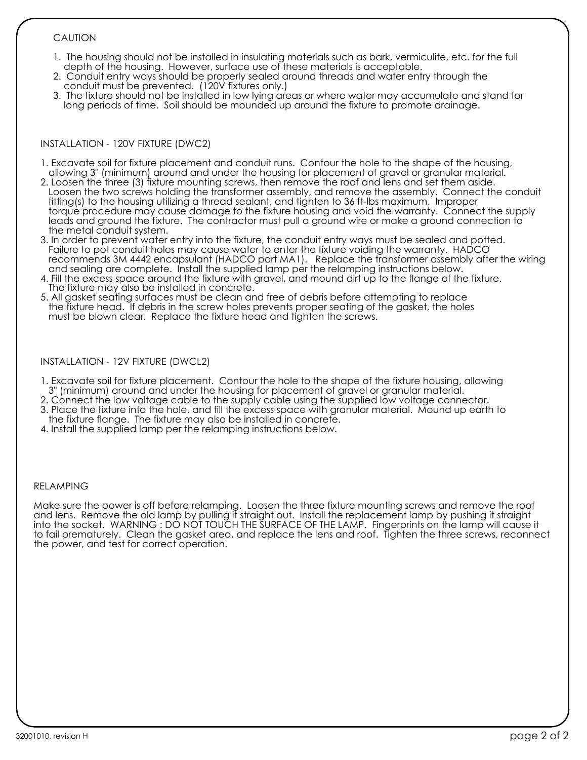## CAUTION

1. The housing should not be installed in insulating materials such as bark, vermiculite, etc. for the full depth of the housing. However, surface use of these materials is acceptable.
2. Conduit entry ways should be properly sealed around threads and water entry through the conduit must be prevented. (120V fixtures only.)
3. The fixture should not be installed in low lying areas or where water may accumulate and stand for long periods of time. Soil should be mounded up around the fixture to promote drainage.

## INSTALLATION - 120V FIXTURE (DWC2)

1. Excavate soil for fixture placement and conduit runs. Contour the hole to the shape of the housing, allowing 3" (minimum) around and under the housing for placement of gravel or granular material.
2. Loosen the three (3) fixture mounting screws, then remove the roof and lens and set them aside. Loosen the two screws holding the transformer assembly, and remove the assembly. Connect the conduit fitting(s) to the housing utilizing a thread sealant, and tighten to 36 ft-lbs maximum. Improper torque procedure may cause damage to the fixture housing and void the warranty. Connect the supply leads and ground the fixture. The contractor must pull a ground wire or make a ground connection to the metal conduit system.
3. In order to prevent water entry into the fixture, the conduit entry ways must be sealed and potted. Failure to pot conduit holes may cause water to enter the fixture voiding the warranty. HADCO recommends 3M 4442 encapsulant (HADCO part MA1). Replace the transformer assembly after the wiring and sealing are complete. Install the supplied lamp per the relamping instructions below.
4. Fill the excess space around the fixture with gravel, and mound dirt up to the flange of the fixture. The fixture may also be installed in concrete.
5. All gasket seating surfaces must be clean and free of debris before attempting to replace the fixture head. If debris in the screw holes prevents proper seating of the gasket, the holes must be blown clear. Replace the fixture head and tighten the screws.

## INSTALLATION - 12V FIXTURE (DWCL2)

1. Excavate soil for fixture placement. Contour the hole to the shape of the fixture housing, allowing 3" (minimum) around and under the housing for placement of gravel or granular material.
2. Connect the low voltage cable to the supply cable using the supplied low voltage connector.
3. Place the fixture into the hole, and fill the excess space with granular material. Mound up earth to the fixture flange. The fixture may also be installed in concrete.
4. Install the supplied lamp per the relamping instructions below.

## RELAMPING

Make sure the power is off before relamping. Loosen the three fixture mounting screws and remove the roof and lens. Remove the old lamp by pulling it straight out. Install the replacement lamp by pushing it straight into the socket. WARNING : DO NOT TOUCH THE SURFACE OF THE LAMP. Fingerprints on the lamp will cause it to fail prematurely. Clean the gasket area, and replace the lens and roof. Tighten the three screws, reconnect the power, and test for correct operation.

32001010, revision H